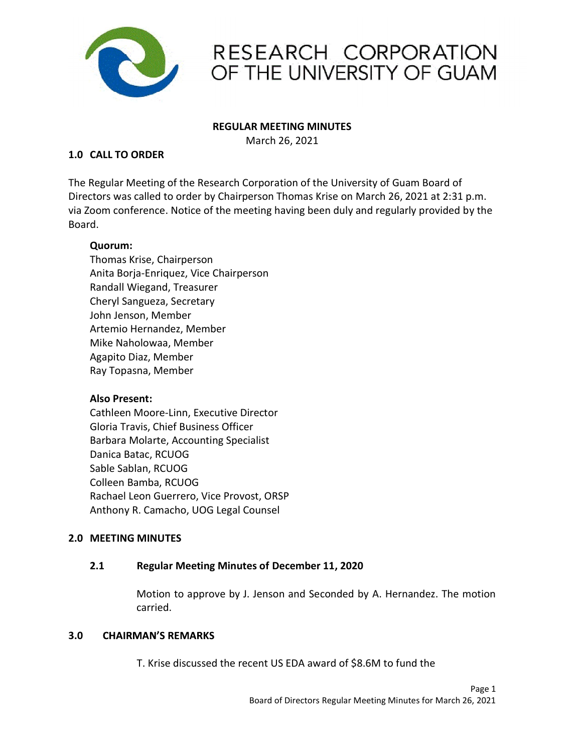# RESEARCH CORPORATION OF THE UNIVERSITY OF GUAM

**REGULAR MEETING MINUTES**

March 26, 2021

## 1.0 CALL TO ORDER

The Regular Meeting of the Research Corporation of the University of Guam Board of Directors was called to order by Chairperson Thomas Krise on March 26, 2021 at 2:31 p.m. via Zoom conference. Notice of the meeting having been duly and regularly provided by the Board.

**Quorum:**

Thomas Krise, Chairperson
Anita Borja-Enriquez, Vice Chairperson
Randall Wiegand, Treasurer
Cheryl Sangueza, Secretary
John Jenson, Member
Artemio Hernandez, Member
Mike Naholowaa, Member
Agapito Diaz, Member
Ray Topasna, Member

**Also Present:**

Cathleen Moore-Linn, Executive Director
Gloria Travis, Chief Business Officer
Barbara Molarte, Accounting Specialist
Danica Batac, RCUOG
Sable Sablan, RCUOG
Colleen Bamba, RCUOG
Rachael Leon Guerrero, Vice Provost, ORSP
Anthony R. Camacho, UOG Legal Counsel

## 2.0 MEETING MINUTES

### 2.1 Regular Meeting Minutes of December 11, 2020

Motion to approve by J. Jenson and Seconded by A. Hernandez. The motion carried.

## 3.0 CHAIRMAN'S REMARKS

T. Krise discussed the recent US EDA award of $8.6M to fund the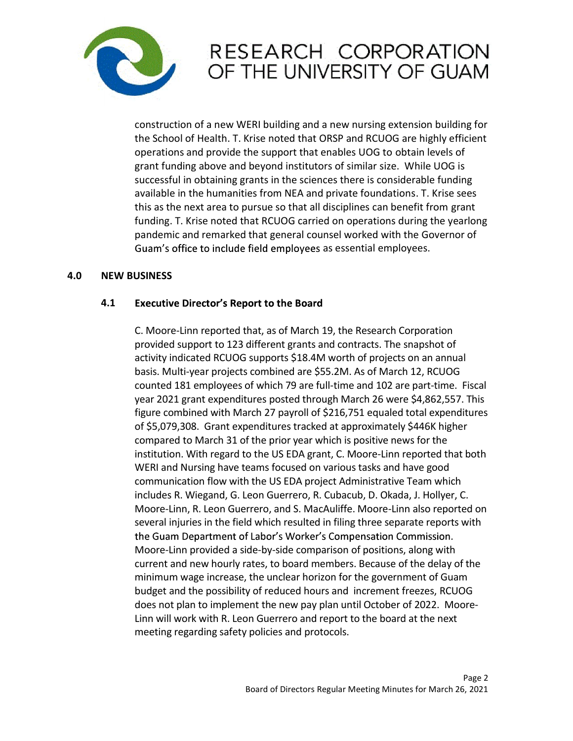construction of a new WERI building and a new nursing extension building for the School of Health. T. Krise noted that ORSP and RCUOG are highly efficient operations and provide the support that enables UOG to obtain levels of grant funding above and beyond institutors of similar size. While UOG is successful in obtaining grants in the sciences there is considerable funding available in the humanities from NEA and private foundations. T. Krise sees this as the next area to pursue so that all disciplines can benefit from grant funding. T. Krise noted that RCUOG carried on operations during the yearlong pandemic and remarked that general counsel worked with the Governor of Guam's office to include field employees as essential employees.

## 4.0 NEW BUSINESS

### 4.1 Executive Director's Report to the Board

C. Moore-Linn reported that, as of March 19, the Research Corporation provided support to 123 different grants and contracts. The snapshot of activity indicated RCUOG supports $18.4M worth of projects on an annual basis. Multi-year projects combined are $55.2M. As of March 12, RCUOG counted 181 employees of which 79 are full-time and 102 are part-time. Fiscal year 2021 grant expenditures posted through March 26 were $4,862,557. This figure combined with March 27 payroll of $216,751 equaled total expenditures of $5,079,308. Grant expenditures tracked at approximately $446K higher compared to March 31 of the prior year which is positive news for the institution. With regard to the US EDA grant, C. Moore-Linn reported that both WERI and Nursing have teams focused on various tasks and have good communication flow with the US EDA project Administrative Team which includes R. Wiegand, G. Leon Guerrero, R. Cubacub, D. Okada, J. Hollyer, C. Moore-Linn, R. Leon Guerrero, and S. MacAuliffe. Moore-Linn also reported on several injuries in the field which resulted in filing three separate reports with the Guam Department of Labor's Worker's Compensation Commission. Moore-Linn provided a side-by-side comparison of positions, along with current and new hourly rates, to board members. Because of the delay of the minimum wage increase, the unclear horizon for the government of Guam budget and the possibility of reduced hours and increment freezes, RCUOG does not plan to implement the new pay plan until October of 2022. Moore-Linn will work with R. Leon Guerrero and report to the board at the next meeting regarding safety policies and protocols.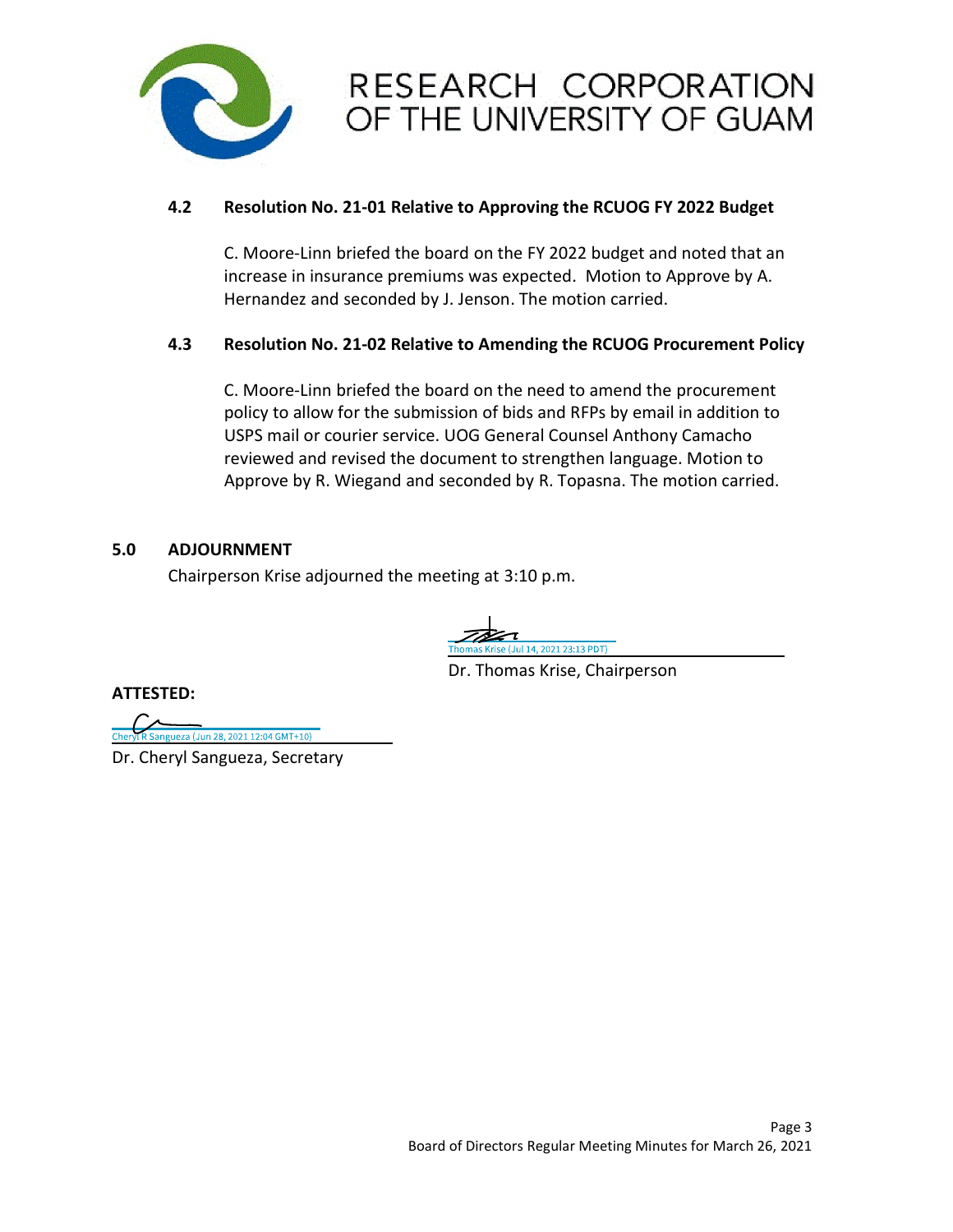### 4.2 Resolution No. 21-01 Relative to Approving the RCUOG FY 2022 Budget

C. Moore-Linn briefed the board on the FY 2022 budget and noted that an increase in insurance premiums was expected. Motion to Approve by A. Hernandez and seconded by J. Jenson. The motion carried.

### 4.3 Resolution No. 21-02 Relative to Amending the RCUOG Procurement Policy

C. Moore-Linn briefed the board on the need to amend the procurement policy to allow for the submission of bids and RFPs by email in addition to USPS mail or courier service. UOG General Counsel Anthony Camacho reviewed and revised the document to strengthen language. Motion to Approve by R. Wiegand and seconded by R. Topasna. The motion carried.

## 5.0 ADJOURNMENT

Chairperson Krise adjourned the meeting at 3:10 p.m.

Thomas Krise (Jul 14, 2021 23:13 PDT)

Dr. Thomas Krise, Chairperson

**ATTESTED:**

Cheryl R Sangueza (Jun 28, 2021 12:04 GMT+10)

Dr. Cheryl Sangueza, Secretary